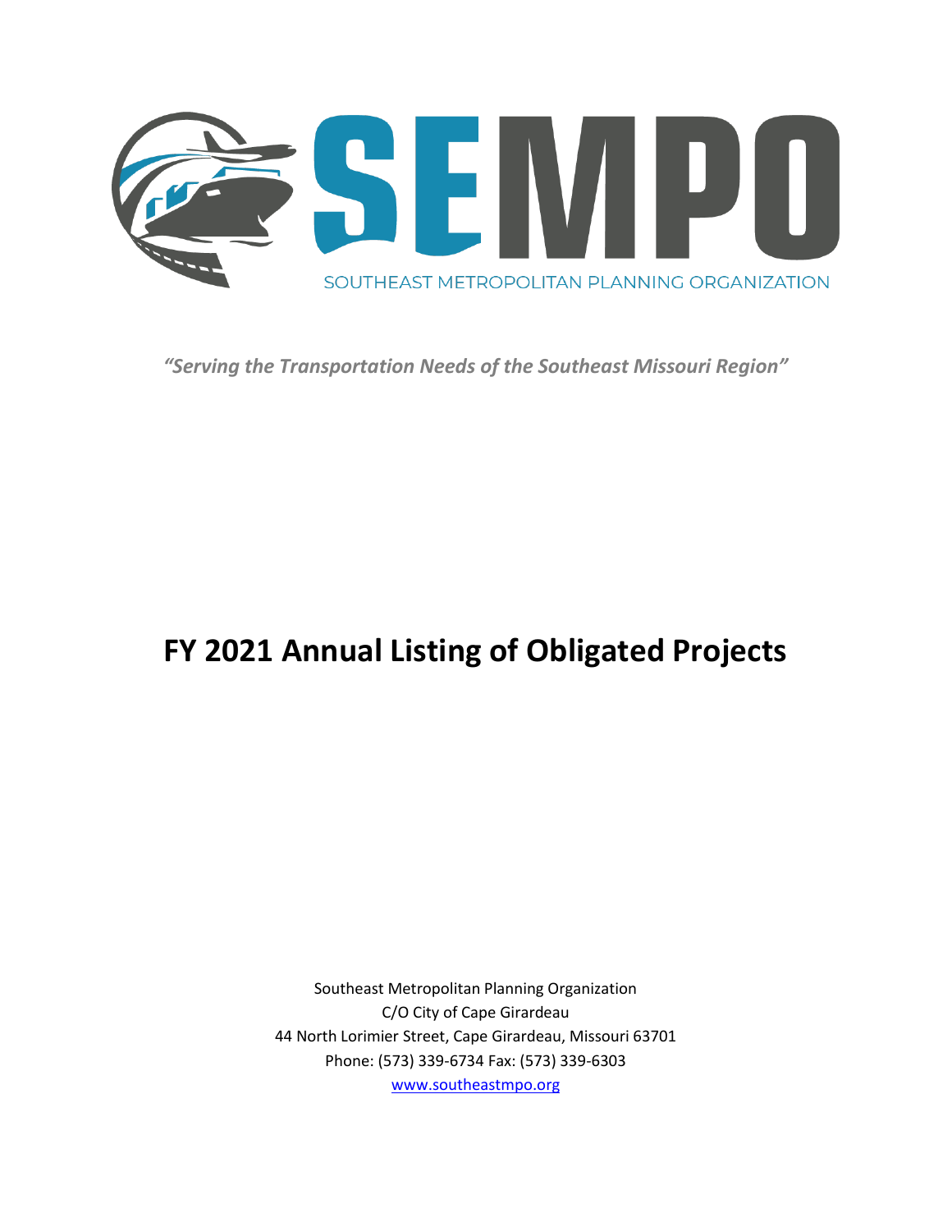SEMPO

SOUTHEAST METROPOLITAN PLANNING ORGANIZATION

*"Serving the Transportation Needs of the Southeast Missouri Region"*

# FY 2021 Annual Listing of Obligated Projects

Southeast Metropolitan Planning Organization
C/O City of Cape Girardeau
44 North Lorimier Street, Cape Girardeau, Missouri 63701
Phone: (573) 339-6734 Fax: (573) 339-6303
[www.southeastmpo.org](http://www.southeastmpo.org)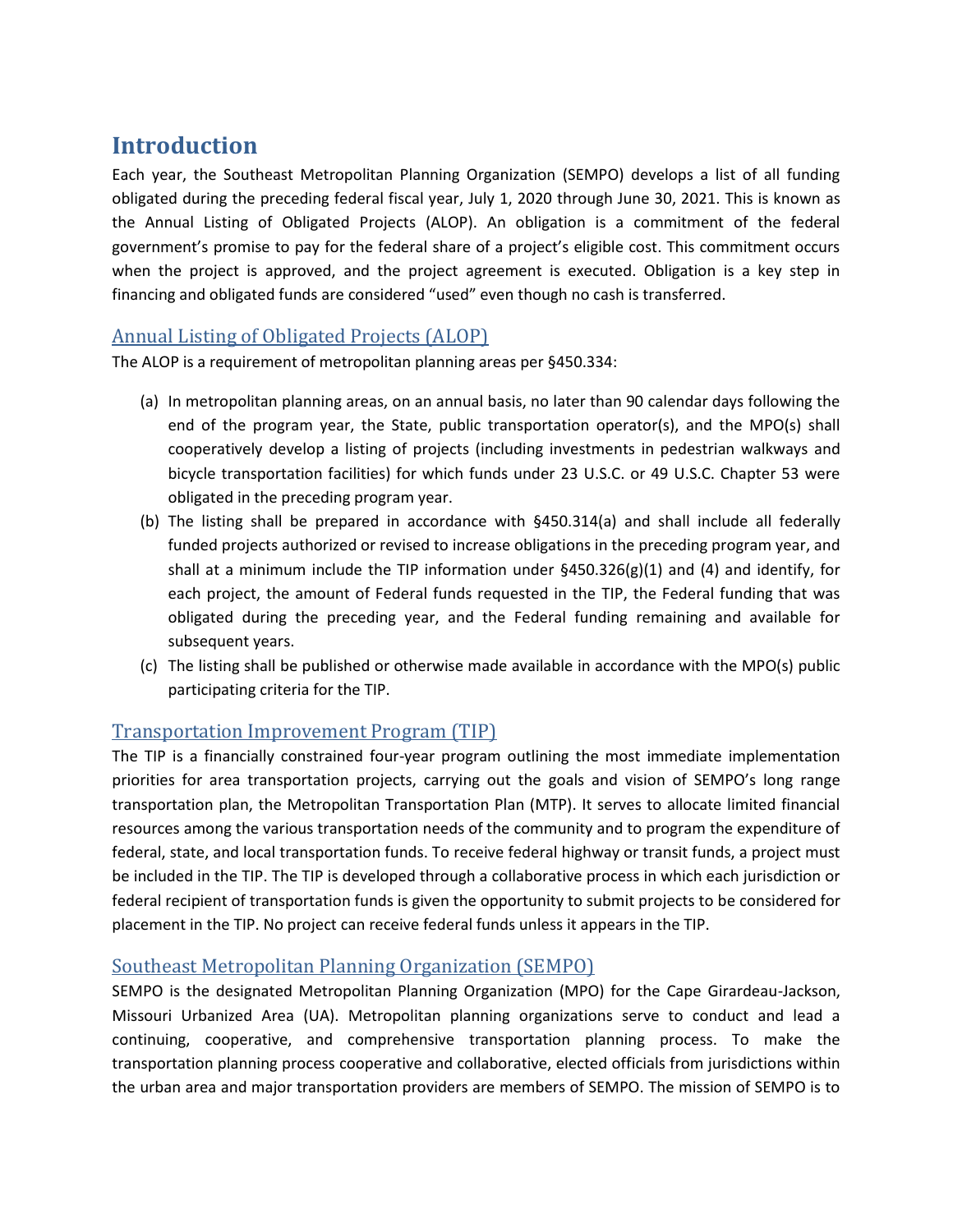# Introduction

Each year, the Southeast Metropolitan Planning Organization (SEMPO) develops a list of all funding obligated during the preceding federal fiscal year, July 1, 2020 through June 30, 2021. This is known as the Annual Listing of Obligated Projects (ALOP). An obligation is a commitment of the federal government's promise to pay for the federal share of a project's eligible cost. This commitment occurs when the project is approved, and the project agreement is executed. Obligation is a key step in financing and obligated funds are considered "used" even though no cash is transferred.

## Annual Listing of Obligated Projects (ALOP)

The ALOP is a requirement of metropolitan planning areas per §450.334:

(a) In metropolitan planning areas, on an annual basis, no later than 90 calendar days following the end of the program year, the State, public transportation operator(s), and the MPO(s) shall cooperatively develop a listing of projects (including investments in pedestrian walkways and bicycle transportation facilities) for which funds under 23 U.S.C. or 49 U.S.C. Chapter 53 were obligated in the preceding program year.

(b) The listing shall be prepared in accordance with §450.314(a) and shall include all federally funded projects authorized or revised to increase obligations in the preceding program year, and shall at a minimum include the TIP information under §450.326(g)(1) and (4) and identify, for each project, the amount of Federal funds requested in the TIP, the Federal funding that was obligated during the preceding year, and the Federal funding remaining and available for subsequent years.

(c) The listing shall be published or otherwise made available in accordance with the MPO(s) public participating criteria for the TIP.

## Transportation Improvement Program (TIP)

The TIP is a financially constrained four-year program outlining the most immediate implementation priorities for area transportation projects, carrying out the goals and vision of SEMPO's long range transportation plan, the Metropolitan Transportation Plan (MTP). It serves to allocate limited financial resources among the various transportation needs of the community and to program the expenditure of federal, state, and local transportation funds. To receive federal highway or transit funds, a project must be included in the TIP. The TIP is developed through a collaborative process in which each jurisdiction or federal recipient of transportation funds is given the opportunity to submit projects to be considered for placement in the TIP. No project can receive federal funds unless it appears in the TIP.

## Southeast Metropolitan Planning Organization (SEMPO)

SEMPO is the designated Metropolitan Planning Organization (MPO) for the Cape Girardeau-Jackson, Missouri Urbanized Area (UA). Metropolitan planning organizations serve to conduct and lead a continuing, cooperative, and comprehensive transportation planning process. To make the transportation planning process cooperative and collaborative, elected officials from jurisdictions within the urban area and major transportation providers are members of SEMPO. The mission of SEMPO is to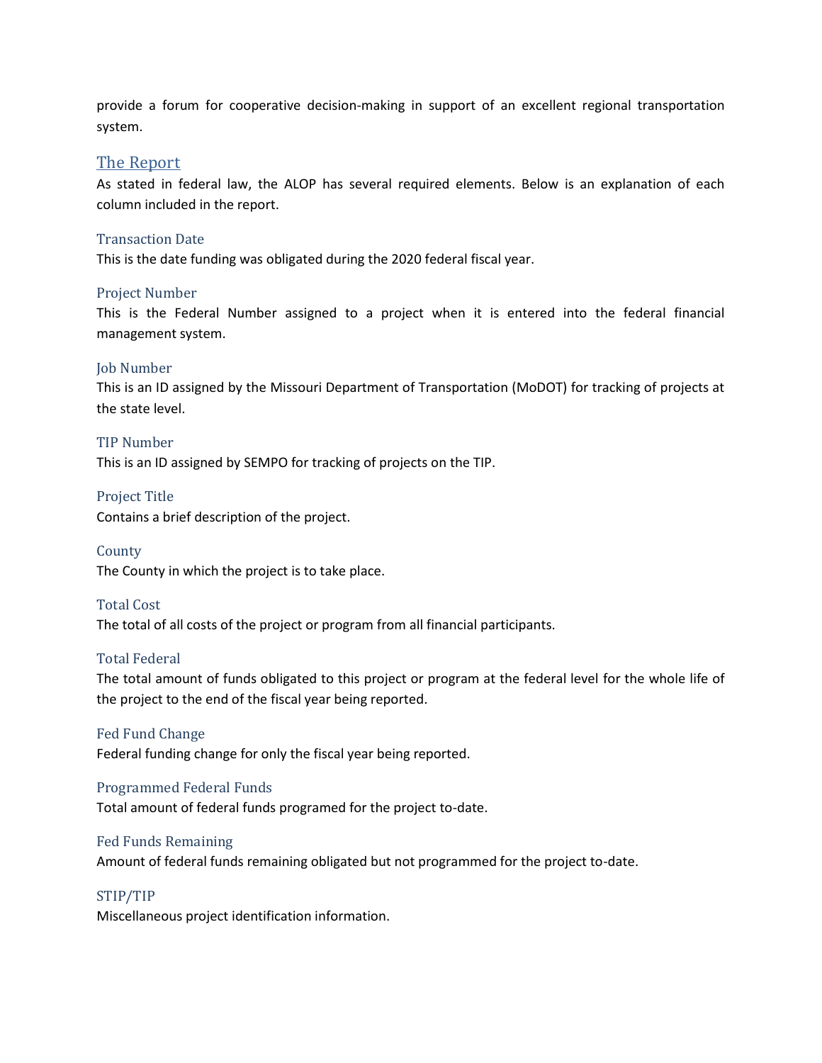provide a forum for cooperative decision-making in support of an excellent regional transportation system.

## The Report

As stated in federal law, the ALOP has several required elements. Below is an explanation of each column included in the report.

### Transaction Date

This is the date funding was obligated during the 2020 federal fiscal year.

### Project Number

This is the Federal Number assigned to a project when it is entered into the federal financial management system.

### Job Number

This is an ID assigned by the Missouri Department of Transportation (MoDOT) for tracking of projects at the state level.

### TIP Number

This is an ID assigned by SEMPO for tracking of projects on the TIP.

### Project Title

Contains a brief description of the project.

### County

The County in which the project is to take place.

### Total Cost

The total of all costs of the project or program from all financial participants.

### Total Federal

The total amount of funds obligated to this project or program at the federal level for the whole life of the project to the end of the fiscal year being reported.

### Fed Fund Change

Federal funding change for only the fiscal year being reported.

### Programmed Federal Funds

Total amount of federal funds programed for the project to-date.

### Fed Funds Remaining

Amount of federal funds remaining obligated but not programmed for the project to-date.

### STIP/TIP

Miscellaneous project identification information.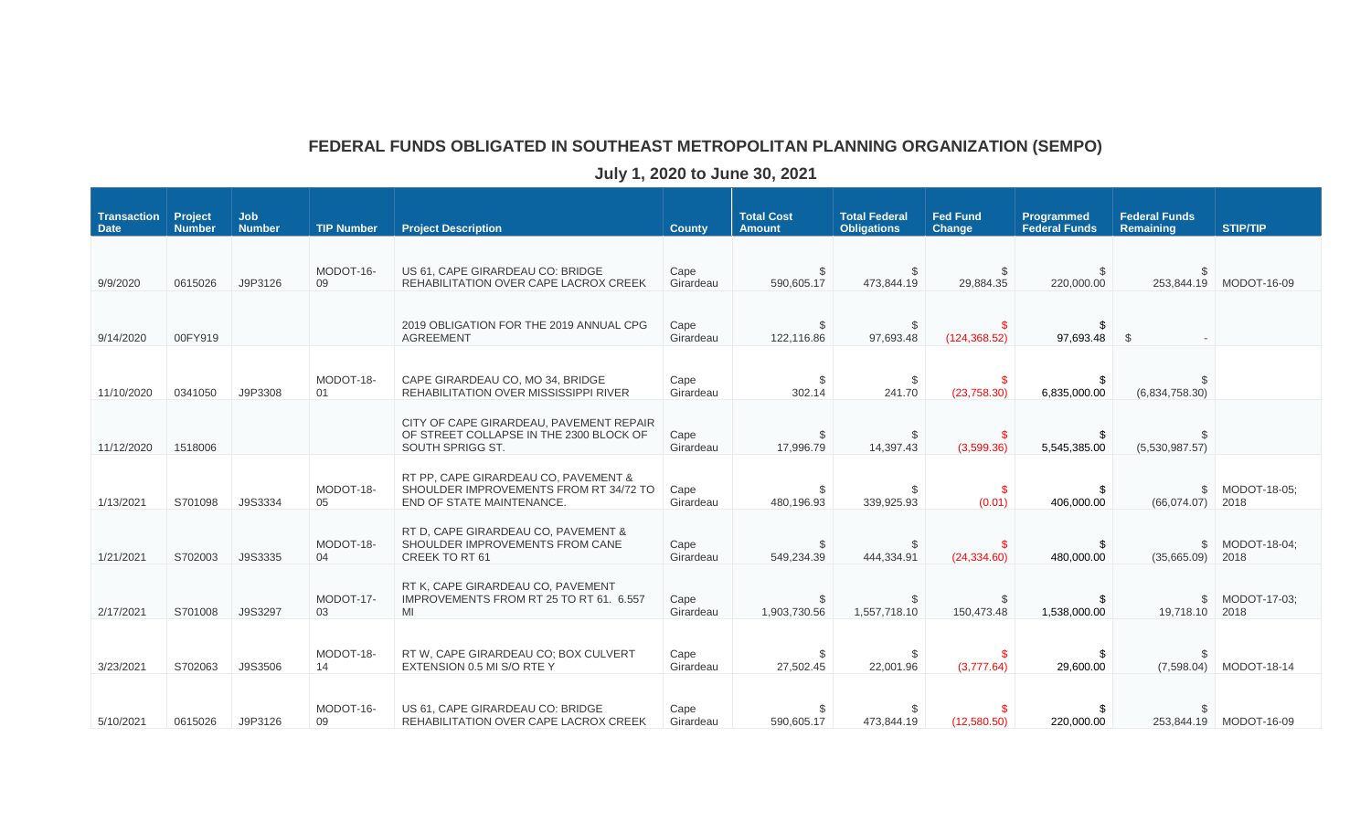## FEDERAL FUNDS OBLIGATED IN SOUTHEAST METROPOLITAN PLANNING ORGANIZATION (SEMPO)

### July 1, 2020 to June 30, 2021

| Transaction Date | Project Number | Job Number | TIP Number | Project Description | County | Total Cost Amount | Total Federal Obligations | Fed Fund Change | Programmed Federal Funds | Federal Funds Remaining | STIP/TIP |
|---|---|---|---|---|---|---|---|---|---|---|---|
| 9/9/2020 | 0615026 | J9P3126 | MODOT-16-09 | US 61, CAPE GIRARDEAU CO: BRIDGE REHABILITATION OVER CAPE LACROX CREEK | Cape Girardeau | $ 590,605.17 | $ 473,844.19 | $ 29,884.35 | $ 220,000.00 | $ 253,844.19 | MODOT-16-09 |
| 9/14/2020 | 00FY919 | | | 2019 OBLIGATION FOR THE 2019 ANNUAL CPG AGREEMENT | Cape Girardeau | $ 122,116.86 | $ 97,693.48 | $ (124,368.52) | $ 97,693.48 | $ - | |
| 11/10/2020 | 0341050 | J9P3308 | MODOT-18-01 | CAPE GIRARDEAU CO, MO 34, BRIDGE REHABILITATION OVER MISSISSIPPI RIVER | Cape Girardeau | $ 302.14 | $ 241.70 | $ (23,758.30) | $ 6,835,000.00 | $ (6,834,758.30) | |
| 11/12/2020 | 1518006 | | | CITY OF CAPE GIRARDEAU, PAVEMENT REPAIR OF STREET COLLAPSE IN THE 2300 BLOCK OF SOUTH SPRIGG ST. | Cape Girardeau | $ 17,996.79 | $ 14,397.43 | $ (3,599.36) | $ 5,545,385.00 | $ (5,530,987.57) | |
| 1/13/2021 | S701098 | J9S3334 | MODOT-18-05 | RT PP, CAPE GIRARDEAU CO, PAVEMENT & SHOULDER IMPROVEMENTS FROM RT 34/72 TO END OF STATE MAINTENANCE. | Cape Girardeau | $ 480,196.93 | $ 339,925.93 | $ (0.01) | $ 406,000.00 | $ (66,074.07) | MODOT-18-05; 2018 |
| 1/21/2021 | S702003 | J9S3335 | MODOT-18-04 | RT D, CAPE GIRARDEAU CO, PAVEMENT & SHOULDER IMPROVEMENTS FROM CANE CREEK TO RT 61 | Cape Girardeau | $ 549,234.39 | $ 444,334.91 | $ (24,334.60) | $ 480,000.00 | $ (35,665.09) | MODOT-18-04; 2018 |
| 2/17/2021 | S701008 | J9S3297 | MODOT-17-03 | RT K, CAPE GIRARDEAU CO, PAVEMENT IMPROVEMENTS FROM RT 25 TO RT 61. 6.557 MI | Cape Girardeau | $ 1,903,730.56 | $ 1,557,718.10 | $ 150,473.48 | $ 1,538,000.00 | $ 19,718.10 | MODOT-17-03; 2018 |
| 3/23/2021 | S702063 | J9S3506 | MODOT-18-14 | RT W, CAPE GIRARDEAU CO; BOX CULVERT EXTENSION 0.5 MI S/O RTE Y | Cape Girardeau | $ 27,502.45 | $ 22,001.96 | $ (3,777.64) | $ 29,600.00 | $ (7,598.04) | MODOT-18-14 |
| 5/10/2021 | 0615026 | J9P3126 | MODOT-16-09 | US 61, CAPE GIRARDEAU CO: BRIDGE REHABILITATION OVER CAPE LACROX CREEK | Cape Girardeau | $ 590,605.17 | $ 473,844.19 | $ (12,580.50) | $ 220,000.00 | $ 253,844.19 | MODOT-16-09 |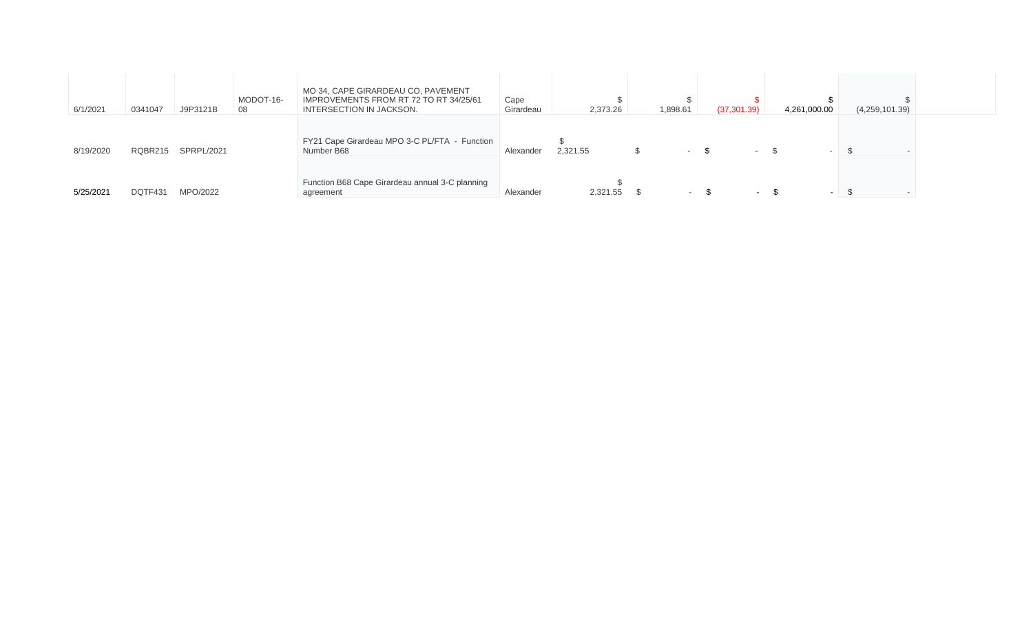| | | | | | | | | | | | |
|---|---|---|---|---|---|---|---|---|---|---|---|
| 6/1/2021 | 0341047 | J9P3121B | MODOT-16-08 | MO 34, CAPE GIRARDEAU CO, PAVEMENT IMPROVEMENTS FROM RT 72 TO RT 34/25/61 INTERSECTION IN JACKSON. | Cape Girardeau | $ 2,373.26 | $ 1,898.61 | $ (37,301.39) | $ 4,261,000.00 | $ (4,259,101.39) | |
| 8/19/2020 | RQBR215 | SPRPL/2021 | | FY21 Cape Girardeau MPO 3-C PL/FTA - Function Number B68 | Alexander | $ 2,321.55 | $ - | $ - | $ - | $ - | |
| 5/25/2021 | DQTF431 | MPO/2022 | | Function B68 Cape Girardeau annual 3-C planning agreement | Alexander | $ 2,321.55 | $ - | $ - | $ - | $ - | |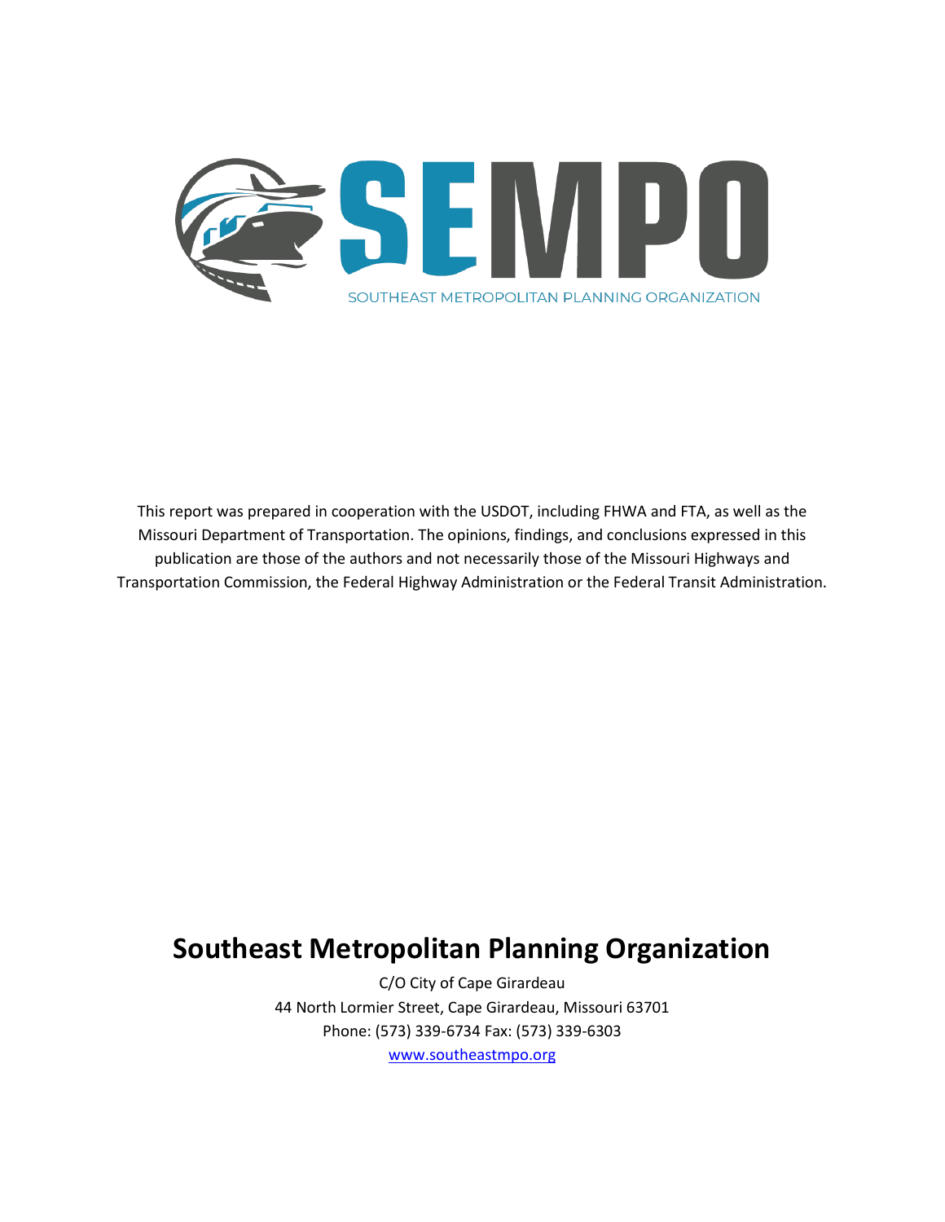SEMPO

SOUTHEAST METROPOLITAN PLANNING ORGANIZATION

This report was prepared in cooperation with the USDOT, including FHWA and FTA, as well as the Missouri Department of Transportation. The opinions, findings, and conclusions expressed in this publication are those of the authors and not necessarily those of the Missouri Highways and Transportation Commission, the Federal Highway Administration or the Federal Transit Administration.

## Southeast Metropolitan Planning Organization

C/O City of Cape Girardeau  
44 North Lormier Street, Cape Girardeau, Missouri 63701  
Phone: (573) 339-6734 Fax: (573) 339-6303  
www.southeastmpo.org